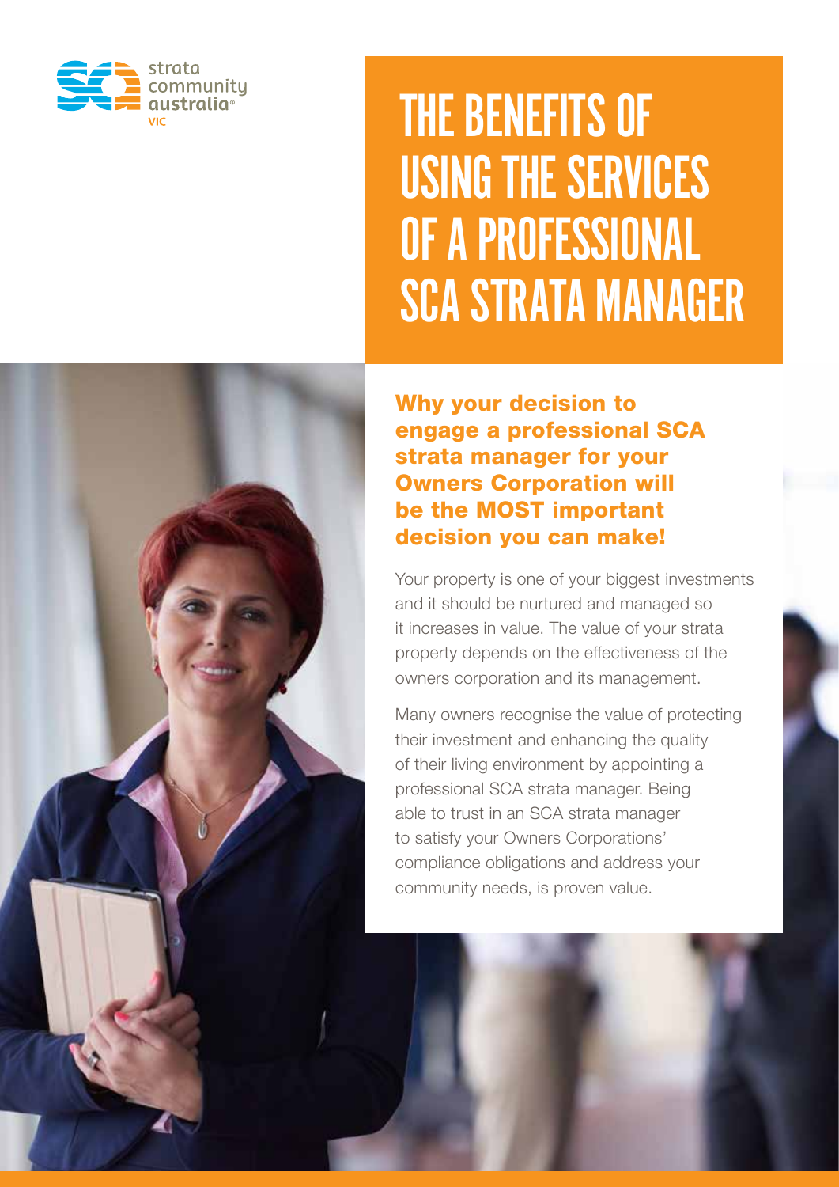strata community australia VIC

# THE BENEFITS OF USING THE SERVICES OF A PROFESSIONAL SCA STRATA MANAGER

## Why your decision to engage a professional SCA strata manager for your Owners Corporation will be the MOST important decision you can make!

Your property is one of your biggest investments and it should be nurtured and managed so it increases in value. The value of your strata property depends on the effectiveness of the owners corporation and its management.

Many owners recognise the value of protecting their investment and enhancing the quality of their living environment by appointing a professional SCA strata manager. Being able to trust in an SCA strata manager to satisfy your Owners Corporations' compliance obligations and address your community needs, is proven value.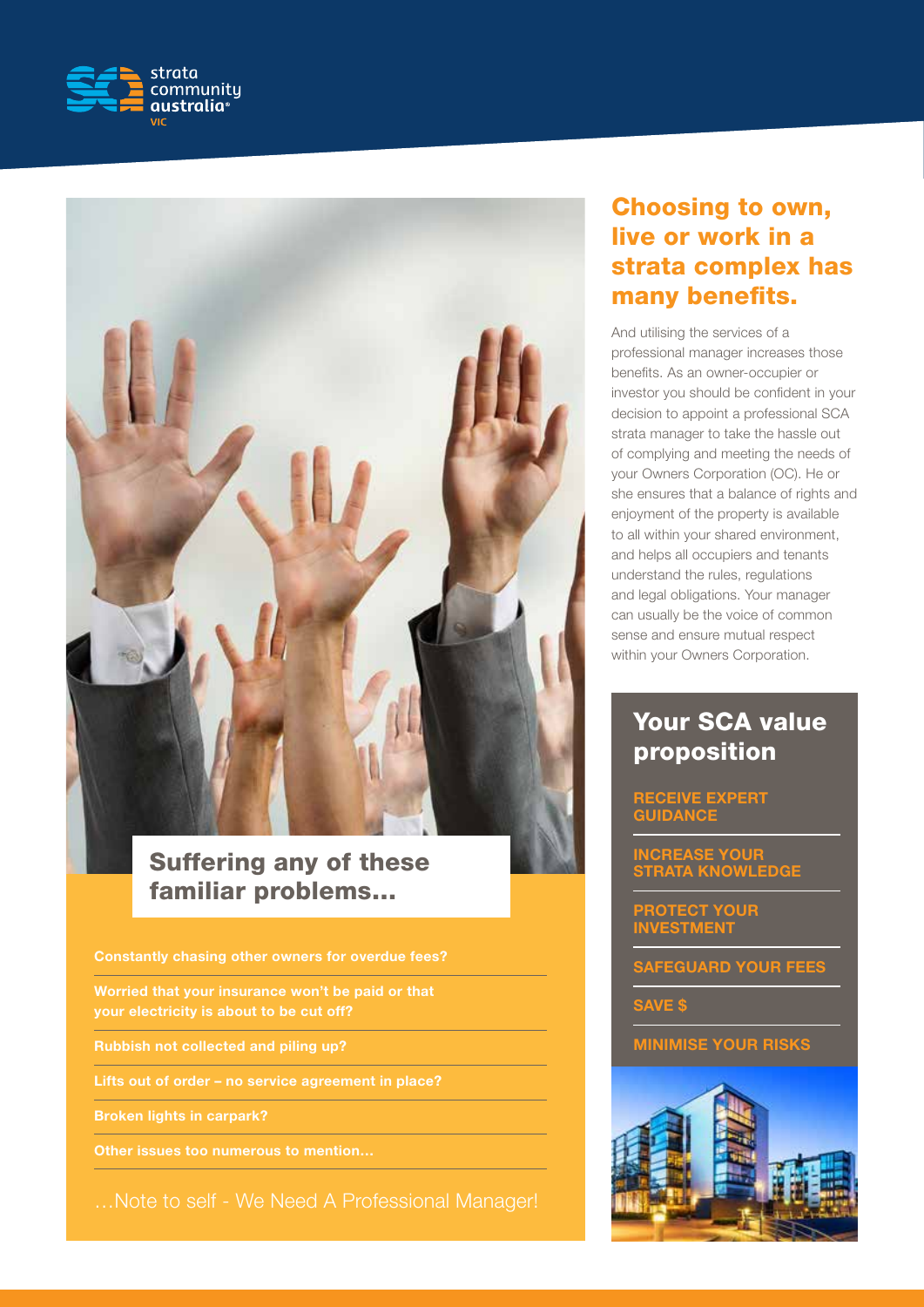## Suffering any of these familiar problems…

- **Constantly chasing other owners for overdue fees?**
- **Worried that your insurance won't be paid or that your electricity is about to be cut off?**
- **Rubbish not collected and piling up?**
- **Lifts out of order – no service agreement in place?**
- **Broken lights in carpark?**
- **Other issues too numerous to mention…**

…Note to self - We Need A Professional Manager!

## Choosing to own, live or work in a strata complex has many benefits.

And utilising the services of a professional manager increases those benefits. As an owner-occupier or investor you should be confident in your decision to appoint a professional SCA strata manager to take the hassle out of complying and meeting the needs of your Owners Corporation (OC). He or she ensures that a balance of rights and enjoyment of the property is available to all within your shared environment, and helps all occupiers and tenants understand the rules, regulations and legal obligations. Your manager can usually be the voice of common sense and ensure mutual respect within your Owners Corporation.

## Your SCA value proposition

- **RECEIVE EXPERT GUIDANCE**
- **INCREASE YOUR STRATA KNOWLEDGE**
- **PROTECT YOUR INVESTMENT**
- **SAFEGUARD YOUR FEES**
- **SAVE $**
- **MINIMISE YOUR RISKS**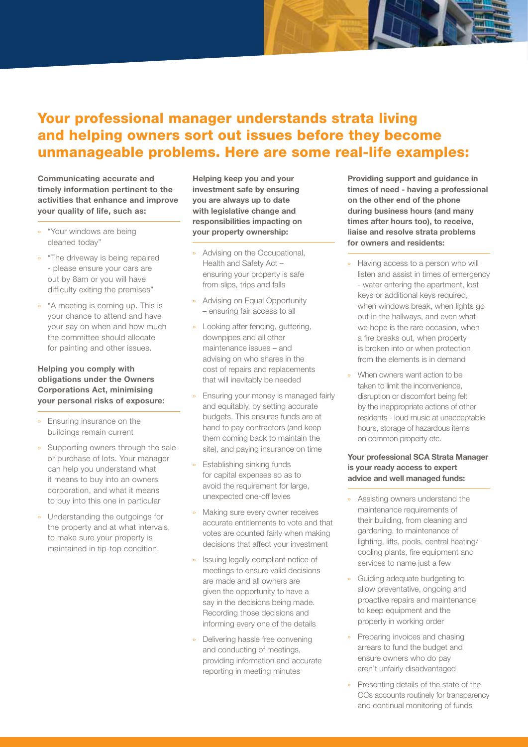## Your professional manager understands strata living and helping owners sort out issues before they become unmanageable problems. Here are some real-life examples:

**Communicating accurate and timely information pertinent to the activities that enhance and improve your quality of life, such as:**

- "Your windows are being cleaned today"
- "The driveway is being repaired - please ensure your cars are out by 8am or you will have difficulty exiting the premises"
- "A meeting is coming up. This is your chance to attend and have your say on when and how much the committee should allocate for painting and other issues.

**Helping you comply with obligations under the Owners Corporations Act, minimising your personal risks of exposure:**

- Ensuring insurance on the buildings remain current
- Supporting owners through the sale or purchase of lots. Your manager can help you understand what it means to buy into an owners corporation, and what it means to buy into this one in particular
- Understanding the outgoings for the property and at what intervals, to make sure your property is maintained in tip-top condition.

**Helping keep you and your investment safe by ensuring you are always up to date with legislative change and responsibilities impacting on your property ownership:**

- Advising on the Occupational, Health and Safety Act – ensuring your property is safe from slips, trips and falls
- Advising on Equal Opportunity – ensuring fair access to all
- Looking after fencing, guttering, downpipes and all other maintenance issues – and advising on who shares in the cost of repairs and replacements that will inevitably be needed
- Ensuring your money is managed fairly and equitably, by setting accurate budgets. This ensures funds are at hand to pay contractors (and keep them coming back to maintain the site), and paying insurance on time
- Establishing sinking funds for capital expenses so as to avoid the requirement for large, unexpected one-off levies
- Making sure every owner receives accurate entitlements to vote and that votes are counted fairly when making decisions that affect your investment
- Issuing legally compliant notice of meetings to ensure valid decisions are made and all owners are given the opportunity to have a say in the decisions being made. Recording those decisions and informing every one of the details
- Delivering hassle free convening and conducting of meetings, providing information and accurate reporting in meeting minutes

**Providing support and guidance in times of need - having a professional on the other end of the phone during business hours (and many times after hours too), to receive, liaise and resolve strata problems for owners and residents:**

- Having access to a person who will listen and assist in times of emergency - water entering the apartment, lost keys or additional keys required, when windows break, when lights go out in the hallways, and even what we hope is the rare occasion, when a fire breaks out, when property is broken into or when protection from the elements is in demand
- When owners want action to be taken to limit the inconvenience, disruption or discomfort being felt by the inappropriate actions of other residents - loud music at unacceptable hours, storage of hazardous items on common property etc.

**Your professional SCA Strata Manager is your ready access to expert advice and well managed funds:**

- Assisting owners understand the maintenance requirements of their building, from cleaning and gardening, to maintenance of lighting, lifts, pools, central heating/ cooling plants, fire equipment and services to name just a few
- Guiding adequate budgeting to allow preventative, ongoing and proactive repairs and maintenance to keep equipment and the property in working order
- Preparing invoices and chasing arrears to fund the budget and ensure owners who do pay aren't unfairly disadvantaged
- Presenting details of the state of the OCs accounts routinely for transparency and continual monitoring of funds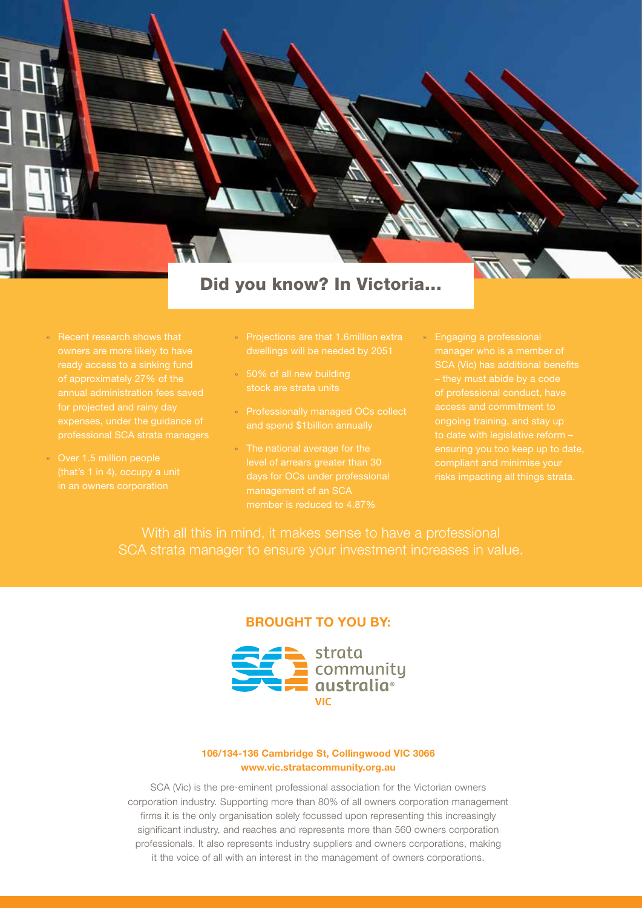## Did you know? In Victoria...

- Recent research shows that owners are more likely to have ready access to a sinking fund of approximately 27% of the annual administration fees saved for projected and rainy day expenses, under the guidance of professional SCA strata managers
- Over 1.5 million people (that's 1 in 4), occupy a unit in an owners corporation
- Projections are that 1.6million extra dwellings will be needed by 2051
- 50% of all new building stock are strata units
- Professionally managed OCs collect and spend $1billion annually
- The national average for the level of arrears greater than 30 days for OCs under professional management of an SCA member is reduced to 4.87%
- Engaging a professional manager who is a member of SCA (Vic) has additional benefits – they must abide by a code of professional conduct, have access and commitment to ongoing training, and stay up to date with legislative reform – ensuring you too keep up to date, compliant and minimise your risks impacting all things strata.

With all this in mind, it makes sense to have a professional SCA strata manager to ensure your investment increases in value.

### BROUGHT TO YOU BY:

strata community australia® VIC

**106/134-136 Cambridge St, Collingwood VIC 3066**
**www.vic.stratacommunity.org.au**

SCA (Vic) is the pre-eminent professional association for the Victorian owners corporation industry. Supporting more than 80% of all owners corporation management firms it is the only organisation solely focussed upon representing this increasingly significant industry, and reaches and represents more than 560 owners corporation professionals. It also represents industry suppliers and owners corporations, making it the voice of all with an interest in the management of owners corporations.